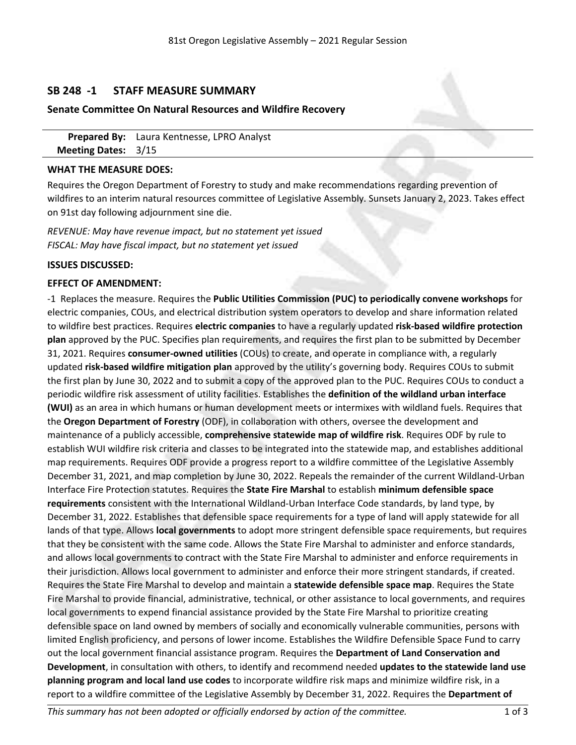81st Oregon Legislative Assembly – 2021 Regular Session

## SB 248 -1 STAFF MEASURE SUMMARY

### Senate Committee On Natural Resources and Wildfire Recovery

**Prepared By:** Laura Kentnesse, LPRO Analyst
**Meeting Dates:** 3/15

**WHAT THE MEASURE DOES:**

Requires the Oregon Department of Forestry to study and make recommendations regarding prevention of wildfires to an interim natural resources committee of Legislative Assembly. Sunsets January 2, 2023. Takes effect on 91st day following adjournment sine die.

*REVENUE: May have revenue impact, but no statement yet issued*
*FISCAL: May have fiscal impact, but no statement yet issued*

**ISSUES DISCUSSED:**

**EFFECT OF AMENDMENT:**

-1 Replaces the measure. Requires the **Public Utilities Commission (PUC) to periodically convene workshops** for electric companies, COUs, and electrical distribution system operators to develop and share information related to wildfire best practices. Requires **electric companies** to have a regularly updated **risk-based wildfire protection plan** approved by the PUC. Specifies plan requirements, and requires the first plan to be submitted by December 31, 2021. Requires **consumer-owned utilities** (COUs) to create, and operate in compliance with, a regularly updated **risk-based wildfire mitigation plan** approved by the utility's governing body. Requires COUs to submit the first plan by June 30, 2022 and to submit a copy of the approved plan to the PUC. Requires COUs to conduct a periodic wildfire risk assessment of utility facilities. Establishes the **definition of the wildland urban interface (WUI)** as an area in which humans or human development meets or intermixes with wildland fuels. Requires that the **Oregon Department of Forestry** (ODF), in collaboration with others, oversee the development and maintenance of a publicly accessible, **comprehensive statewide map of wildfire risk**. Requires ODF by rule to establish WUI wildfire risk criteria and classes to be integrated into the statewide map, and establishes additional map requirements. Requires ODF provide a progress report to a wildfire committee of the Legislative Assembly December 31, 2021, and map completion by June 30, 2022. Repeals the remainder of the current Wildland-Urban Interface Fire Protection statutes. Requires the **State Fire Marshal** to establish **minimum defensible space requirements** consistent with the International Wildland-Urban Interface Code standards, by land type, by December 31, 2022. Establishes that defensible space requirements for a type of land will apply statewide for all lands of that type. Allows **local governments** to adopt more stringent defensible space requirements, but requires that they be consistent with the same code. Allows the State Fire Marshal to administer and enforce standards, and allows local governments to contract with the State Fire Marshal to administer and enforce requirements in their jurisdiction. Allows local government to administer and enforce their more stringent standards, if created. Requires the State Fire Marshal to develop and maintain a **statewide defensible space map**. Requires the State Fire Marshal to provide financial, administrative, technical, or other assistance to local governments, and requires local governments to expend financial assistance provided by the State Fire Marshal to prioritize creating defensible space on land owned by members of socially and economically vulnerable communities, persons with limited English proficiency, and persons of lower income. Establishes the Wildfire Defensible Space Fund to carry out the local government financial assistance program. Requires the **Department of Land Conservation and Development**, in consultation with others, to identify and recommend needed **updates to the statewide land use planning program and local land use codes** to incorporate wildfire risk maps and minimize wildfire risk, in a report to a wildfire committee of the Legislative Assembly by December 31, 2022. Requires the **Department of**

*This summary has not been adopted or officially endorsed by action of the committee.*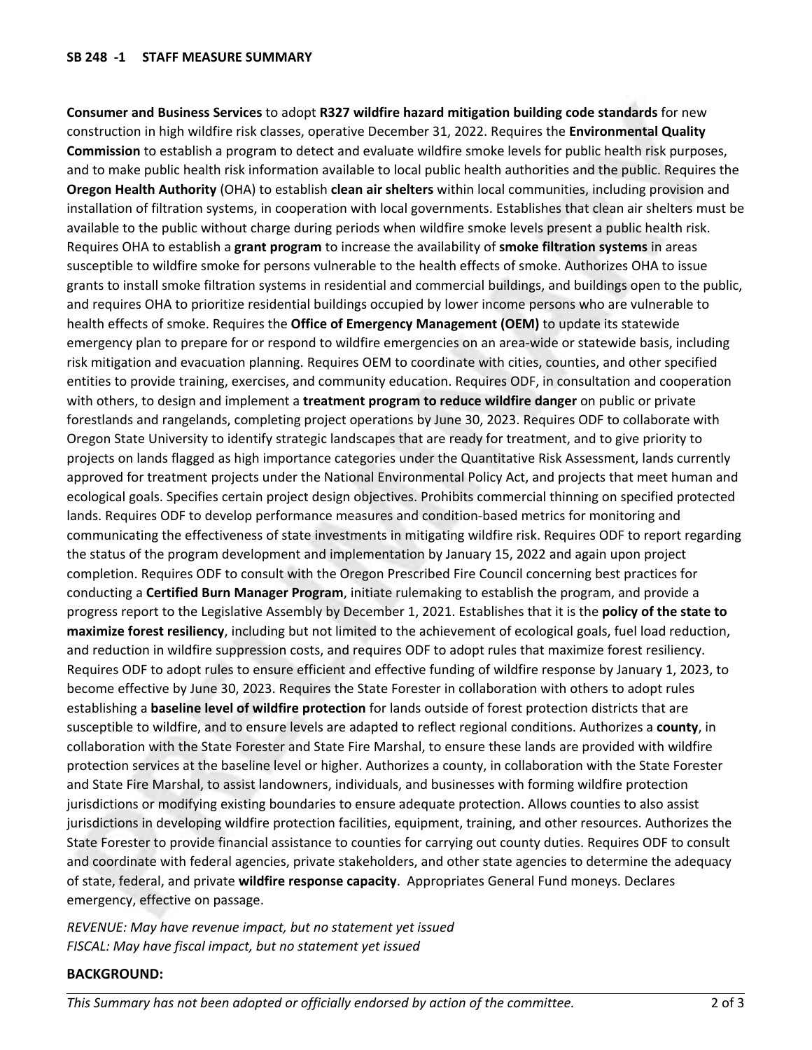**Consumer and Business Services** to adopt **R327 wildfire hazard mitigation building code standards** for new construction in high wildfire risk classes, operative December 31, 2022. Requires the **Environmental Quality Commission** to establish a program to detect and evaluate wildfire smoke levels for public health risk purposes, and to make public health risk information available to local public health authorities and the public. Requires the **Oregon Health Authority** (OHA) to establish **clean air shelters** within local communities, including provision and installation of filtration systems, in cooperation with local governments. Establishes that clean air shelters must be available to the public without charge during periods when wildfire smoke levels present a public health risk. Requires OHA to establish a **grant program** to increase the availability of **smoke filtration systems** in areas susceptible to wildfire smoke for persons vulnerable to the health effects of smoke. Authorizes OHA to issue grants to install smoke filtration systems in residential and commercial buildings, and buildings open to the public, and requires OHA to prioritize residential buildings occupied by lower income persons who are vulnerable to health effects of smoke. Requires the **Office of Emergency Management (OEM)** to update its statewide emergency plan to prepare for or respond to wildfire emergencies on an area-wide or statewide basis, including risk mitigation and evacuation planning. Requires OEM to coordinate with cities, counties, and other specified entities to provide training, exercises, and community education. Requires ODF, in consultation and cooperation with others, to design and implement a **treatment program to reduce wildfire danger** on public or private forestlands and rangelands, completing project operations by June 30, 2023. Requires ODF to collaborate with Oregon State University to identify strategic landscapes that are ready for treatment, and to give priority to projects on lands flagged as high importance categories under the Quantitative Risk Assessment, lands currently approved for treatment projects under the National Environmental Policy Act, and projects that meet human and ecological goals. Specifies certain project design objectives. Prohibits commercial thinning on specified protected lands. Requires ODF to develop performance measures and condition-based metrics for monitoring and communicating the effectiveness of state investments in mitigating wildfire risk. Requires ODF to report regarding the status of the program development and implementation by January 15, 2022 and again upon project completion. Requires ODF to consult with the Oregon Prescribed Fire Council concerning best practices for conducting a **Certified Burn Manager Program**, initiate rulemaking to establish the program, and provide a progress report to the Legislative Assembly by December 1, 2021. Establishes that it is the **policy of the state to maximize forest resiliency**, including but not limited to the achievement of ecological goals, fuel load reduction, and reduction in wildfire suppression costs, and requires ODF to adopt rules that maximize forest resiliency. Requires ODF to adopt rules to ensure efficient and effective funding of wildfire response by January 1, 2023, to become effective by June 30, 2023. Requires the State Forester in collaboration with others to adopt rules establishing a **baseline level of wildfire protection** for lands outside of forest protection districts that are susceptible to wildfire, and to ensure levels are adapted to reflect regional conditions. Authorizes a **county**, in collaboration with the State Forester and State Fire Marshal, to ensure these lands are provided with wildfire protection services at the baseline level or higher. Authorizes a county, in collaboration with the State Forester and State Fire Marshal, to assist landowners, individuals, and businesses with forming wildfire protection jurisdictions or modifying existing boundaries to ensure adequate protection. Allows counties to also assist jurisdictions in developing wildfire protection facilities, equipment, training, and other resources. Authorizes the State Forester to provide financial assistance to counties for carrying out county duties. Requires ODF to consult and coordinate with federal agencies, private stakeholders, and other state agencies to determine the adequacy of state, federal, and private **wildfire response capacity**. Appropriates General Fund moneys. Declares emergency, effective on passage.

*REVENUE: May have revenue impact, but no statement yet issued*
*FISCAL: May have fiscal impact, but no statement yet issued*

**BACKGROUND:**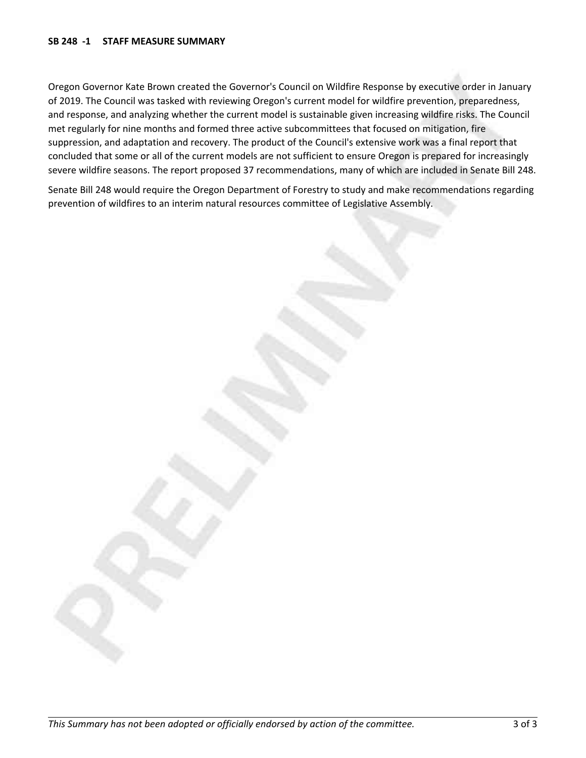Oregon Governor Kate Brown created the Governor's Council on Wildfire Response by executive order in January of 2019. The Council was tasked with reviewing Oregon's current model for wildfire prevention, preparedness, and response, and analyzing whether the current model is sustainable given increasing wildfire risks. The Council met regularly for nine months and formed three active subcommittees that focused on mitigation, fire suppression, and adaptation and recovery. The product of the Council's extensive work was a final report that concluded that some or all of the current models are not sufficient to ensure Oregon is prepared for increasingly severe wildfire seasons. The report proposed 37 recommendations, many of which are included in Senate Bill 248.

Senate Bill 248 would require the Oregon Department of Forestry to study and make recommendations regarding prevention of wildfires to an interim natural resources committee of Legislative Assembly.